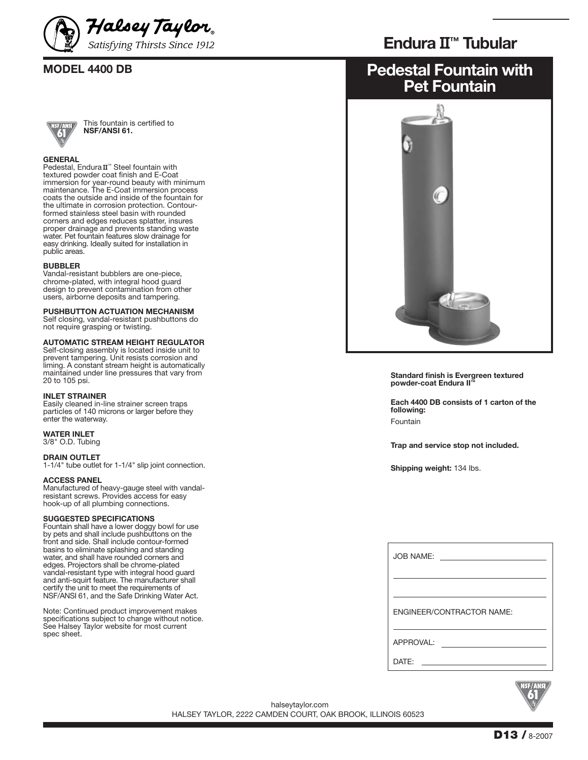Halsey Taylor®
*Satisfying Thirsts Since 1912*

# Endura II™ Tubular

## MODEL 4400 DB

## Pedestal Fountain with Pet Fountain

This fountain is certified to **NSF/ANSI 61.**

**GENERAL**
Pedestal, Endura II™ Steel fountain with textured powder coat finish and E-Coat immersion for year-round beauty with minimum maintenance. The E-Coat immersion process coats the outside and inside of the fountain for the ultimate in corrosion protection. Contour-formed stainless steel basin with rounded corners and edges reduces splatter, insures proper drainage and prevents standing waste water. Pet fountain features slow drainage for easy drinking. Ideally suited for installation in public areas.

**BUBBLER**
Vandal-resistant bubblers are one-piece, chrome-plated, with integral hood guard design to prevent contamination from other users, airborne deposits and tampering.

**PUSHBUTTON ACTUATION MECHANISM**
Self closing, vandal-resistant pushbuttons do not require grasping or twisting.

**AUTOMATIC STREAM HEIGHT REGULATOR**
Self-closing assembly is located inside unit to prevent tampering. Unit resists corrosion and liming. A constant stream height is automatically maintained under line pressures that vary from 20 to 105 psi.

**INLET STRAINER**
Easily cleaned in-line strainer screen traps particles of 140 microns or larger before they enter the waterway.

**WATER INLET**
3/8" O.D. Tubing

**DRAIN OUTLET**
1-1/4" tube outlet for 1-1/4" slip joint connection.

**ACCESS PANEL**
Manufactured of heavy-gauge steel with vandal-resistant screws. Provides access for easy hook-up of all plumbing connections.

**SUGGESTED SPECIFICATIONS**
Fountain shall have a lower doggy bowl for use by pets and shall include pushbuttons on the front and side. Shall include contour-formed basins to eliminate splashing and standing water, and shall have rounded corners and edges. Projectors shall be chrome-plated vandal-resistant type with integral hood guard and anti-squirt feature. The manufacturer shall certify the unit to meet the requirements of NSF/ANSI 61, and the Safe Drinking Water Act.

Note: Continued product improvement makes specifications subject to change without notice. See Halsey Taylor website for most current spec sheet.

**Standard finish is Evergreen textured powder-coat Endura II™**

**Each 4400 DB consists of 1 carton of the following:**
Fountain

**Trap and service stop not included.**

**Shipping weight:** 134 lbs.

JOB NAME: ____________________

____________________

____________________

ENGINEER/CONTRACTOR NAME:

____________________

APPROVAL: ____________________

DATE: ____________________

halseytaylor.com
HALSEY TAYLOR, 2222 CAMDEN COURT, OAK BROOK, ILLINOIS 60523

**D13 /** 8-2007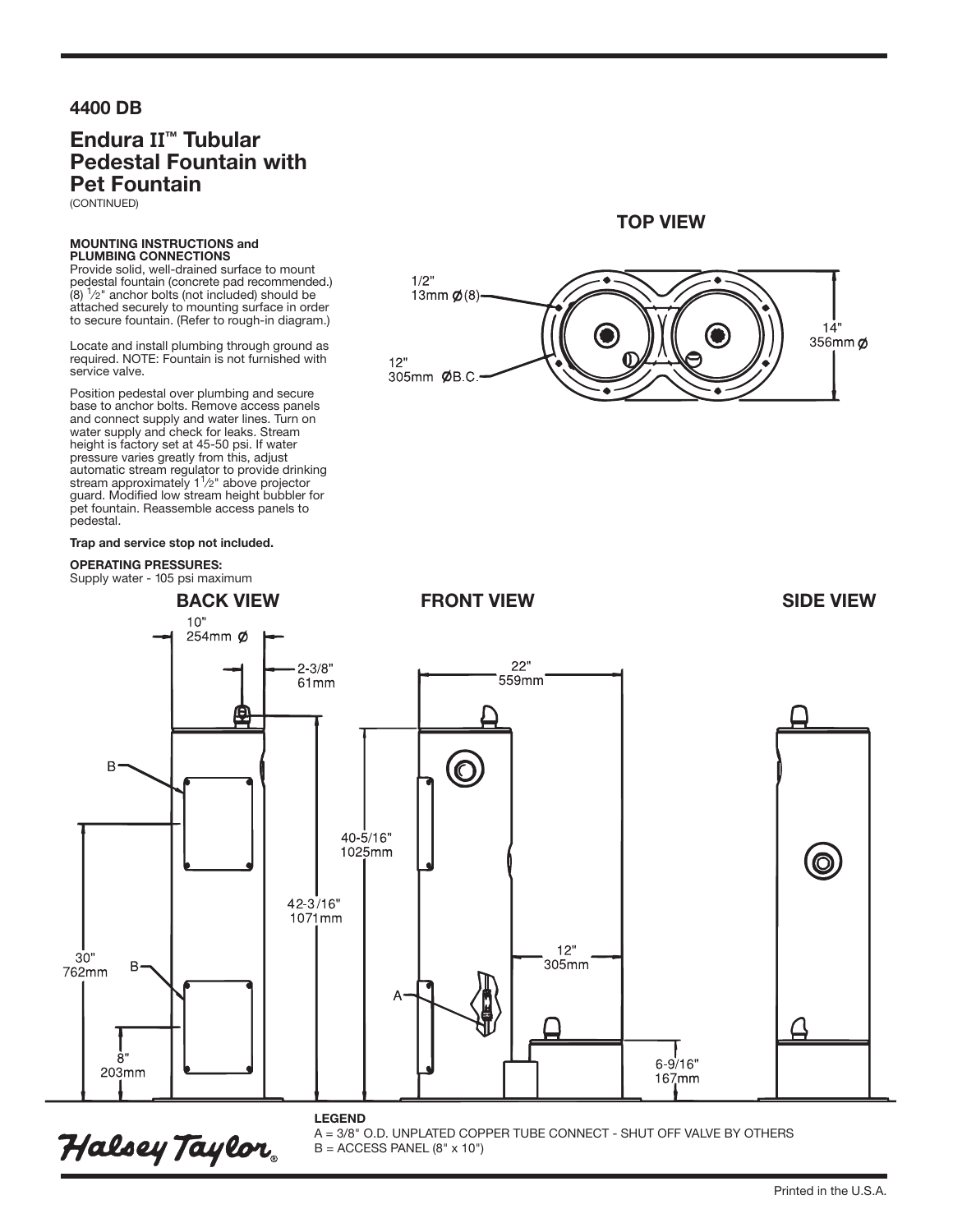## 4400 DB

# Endura II™ Tubular Pedestal Fountain with Pet Fountain

(CONTINUED)

**MOUNTING INSTRUCTIONS and PLUMBING CONNECTIONS**

Provide solid, well-drained surface to mount pedestal fountain (concrete pad recommended.) (8) 1/2" anchor bolts (not included) should be attached securely to mounting surface in order to secure fountain. (Refer to rough-in diagram.)

Locate and install plumbing through ground as required. NOTE: Fountain is not furnished with service valve.

Position pedestal over plumbing and secure base to anchor bolts. Remove access panels and connect supply and water lines. Turn on water supply and check for leaks. Stream height is factory set at 45-50 psi. If water pressure varies greatly from this, adjust automatic stream regulator to provide drinking stream approximately 1 1/2" above projector guard. Modified low stream height bubbler for pet fountain. Reassemble access panels to pedestal.

**Trap and service stop not included.**

**OPERATING PRESSURES:**
Supply water - 105 psi maximum

**TOP VIEW**

1/2"
13mm Ø (8)

12"
305mm ØB.C.

14"
356mm Ø

**BACK VIEW**

10"
254mm Ø

2-3/8"
61mm

B

B

30"
762mm

8"
203mm

42-3/16"
1071mm

**FRONT VIEW**

22"
559mm

40-5/16"
1025mm

12"
305mm

A

6-9/16"
167mm

**SIDE VIEW**

Halsey Taylor®

**LEGEND**
A = 3/8" O.D. UNPLATED COPPER TUBE CONNECT - SHUT OFF VALVE BY OTHERS
B = ACCESS PANEL (8" x 10")

Printed in the U.S.A.